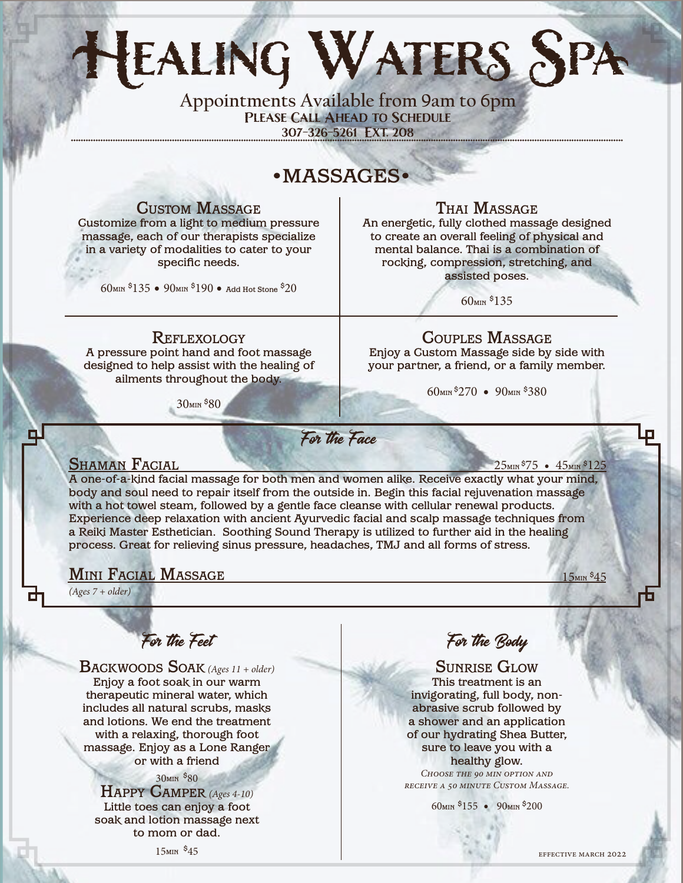# Healing Waters Spa

Appointments Available from 9am to 6pm

**Please Call Ahead to Schedule**

**307-326-5261 Ext. 208**

## •MASSAGES•

### Custom Massage

Customize from a light to medium pressure massage, each of our therapists specialize in a variety of modalities to cater to your specific needs.

60min $135 • 90min $190 • Add Hot Stone $20

### Thai Massage

An energetic, fully clothed massage designed to create an overall feeling of physical and mental balance. Thai is a combination of rocking, compression, stretching, and assisted poses.

60min $135

### Reflexology

A pressure point hand and foot massage designed to help assist with the healing of ailments throughout the body.

30min $80

### Couples Massage

Enjoy a Custom Massage side by side with your partner, a friend, or a family member.

60min $270 • 90min $380

## *For the Face*

### Shaman Facial

25min $75 • 45min $125

A one-of-a-kind facial massage for both men and women alike. Receive exactly what your mind, body and soul need to repair itself from the outside in. Begin this facial rejuvenation massage with a hot towel steam, followed by a gentle face cleanse with cellular renewal products. Experience deep relaxation with ancient Ayurvedic facial and scalp massage techniques from a Reiki Master Esthetician. Soothing Sound Therapy is utilized to further aid in the healing process. Great for relieving sinus pressure, headaches, TMJ and all forms of stress.

### Mini Facial Massage

15min $45

*(Ages 7 + older)*

## *For the Feet*

### Backwoods Soak *(Ages 11 + older)*

Enjoy a foot soak in our warm therapeutic mineral water, which includes all natural scrubs, masks and lotions. We end the treatment with a relaxing, thorough foot massage. Enjoy as a Lone Ranger or with a friend

30min $80

### Happy Camper *(Ages 4-10)*

Little toes can enjoy a foot soak and lotion massage next to mom or dad.

15min $45

## *For the Body*

### Sunrise Glow

This treatment is an invigorating, full body, non-abrasive scrub followed by a shower and an application of our hydrating Shea Butter, sure to leave you with a healthy glow.

*Choose the 90 min option and receive a 50 minute Custom Massage.*

60min $155 • 90min $200

Effective March 2022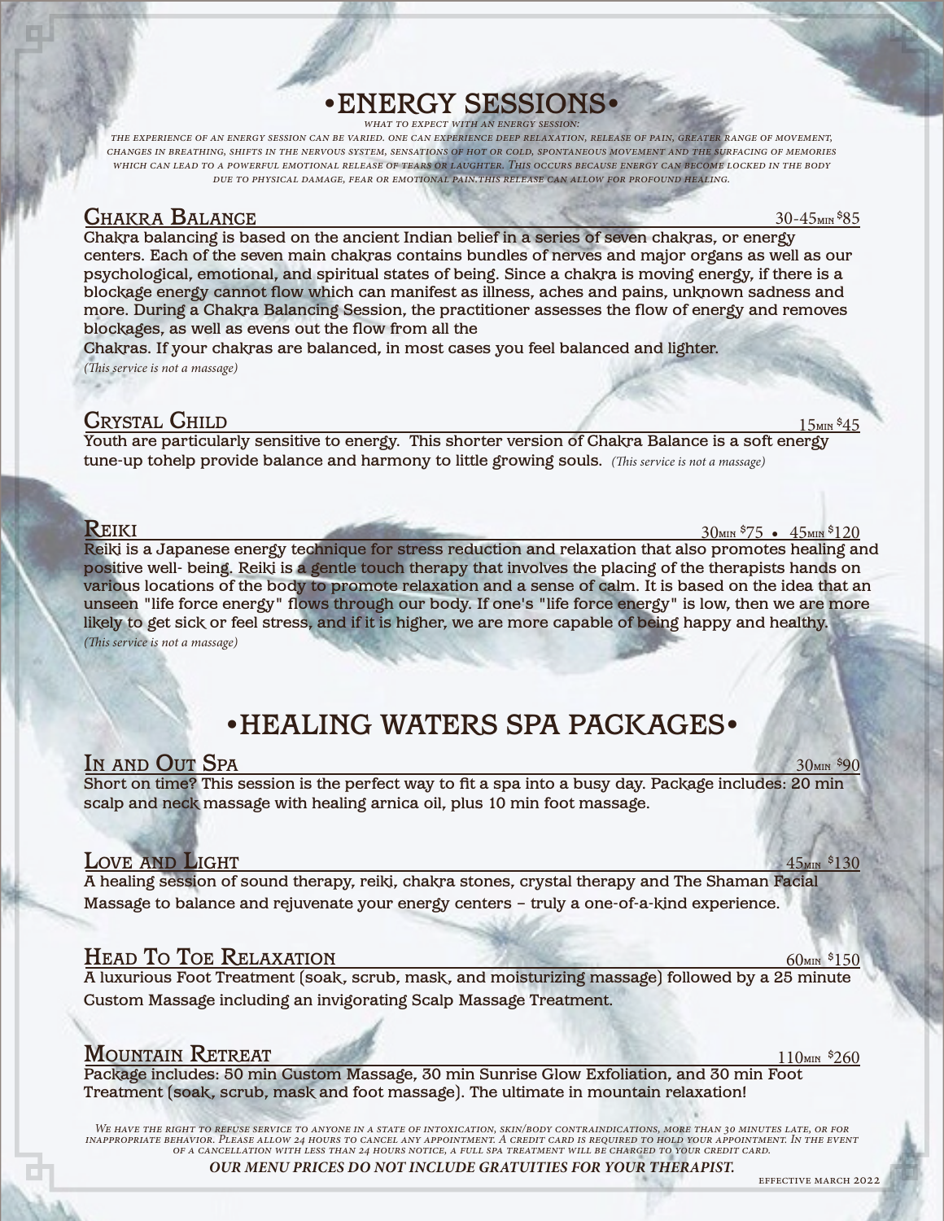# •ENERGY SESSIONS•

*What to expect with an energy session:*

*The experience of an energy session can be varied. One can experience deep relaxation, release of pain, greater range of movement, changes in breathing, shifts in the nervous system, sensations of hot or cold, spontaneous movement and the surfacing of memories which can lead to a powerful emotional release of tears or laughter. This occurs because energy can become locked in the body due to physical damage, fear or emotional pain.This release can allow for profound healing.*

## Chakra Balance

30-45min $85

Chakra balancing is based on the ancient Indian belief in a series of seven chakras, or energy centers. Each of the seven main chakras contains bundles of nerves and major organs as well as our psychological, emotional, and spiritual states of being. Since a chakra is moving energy, if there is a blockage energy cannot flow which can manifest as illness, aches and pains, unknown sadness and more. During a Chakra Balancing Session, the practitioner assesses the flow of energy and removes blockages, as well as evens out the flow from all the
Chakras. If your chakras are balanced, in most cases you feel balanced and lighter.

*(This service is not a massage)*

## Crystal Child

15min $45

Youth are particularly sensitive to energy. This shorter version of Chakra Balance is a soft energy tune-up tohelp provide balance and harmony to little growing souls. *(This service is not a massage)*

## Reiki

30min $75 • 45min $120

Reiki is a Japanese energy technique for stress reduction and relaxation that also promotes healing and positive well- being. Reiki is a gentle touch therapy that involves the placing of the therapists hands on various locations of the body to promote relaxation and a sense of calm. It is based on the idea that an unseen "life force energy" flows through our body. If one's "life force energy" is low, then we are more likely to get sick or feel stress, and if it is higher, we are more capable of being happy and healthy.

*(This service is not a massage)*

# •HEALING WATERS SPA PACKAGES•

## In and Out Spa

30min $90

Short on time? This session is the perfect way to fit a spa into a busy day. Package includes: 20 min scalp and neck massage with healing arnica oil, plus 10 min foot massage.

## Love and Light

45min $130

A healing session of sound therapy, reiki, chakra stones, crystal therapy and The Shaman Facial Massage to balance and rejuvenate your energy centers – truly a one-of-a-kind experience.

## Head To Toe Relaxation

60min $150

A luxurious Foot Treatment (soak, scrub, mask, and moisturizing massage) followed by a 25 minute Custom Massage including an invigorating Scalp Massage Treatment.

## Mountain Retreat

110min $260

Package includes: 50 min Custom Massage, 30 min Sunrise Glow Exfoliation, and 30 min Foot Treatment (soak, scrub, mask and foot massage). The ultimate in mountain relaxation!

*We have the right to refuse service to anyone in a state of intoxication, skin/body contraindications, more than 30 minutes late, or for inappropriate behavior. Please allow 24 hours to cancel any appointment. A credit card is required to hold your appointment. In the event of a cancellation with less than 24 hours notice, a full spa treatment will be charged to your credit card.*

***OUR MENU PRICES DO NOT INCLUDE GRATUITIES FOR YOUR THERAPIST.***

effective March 2022